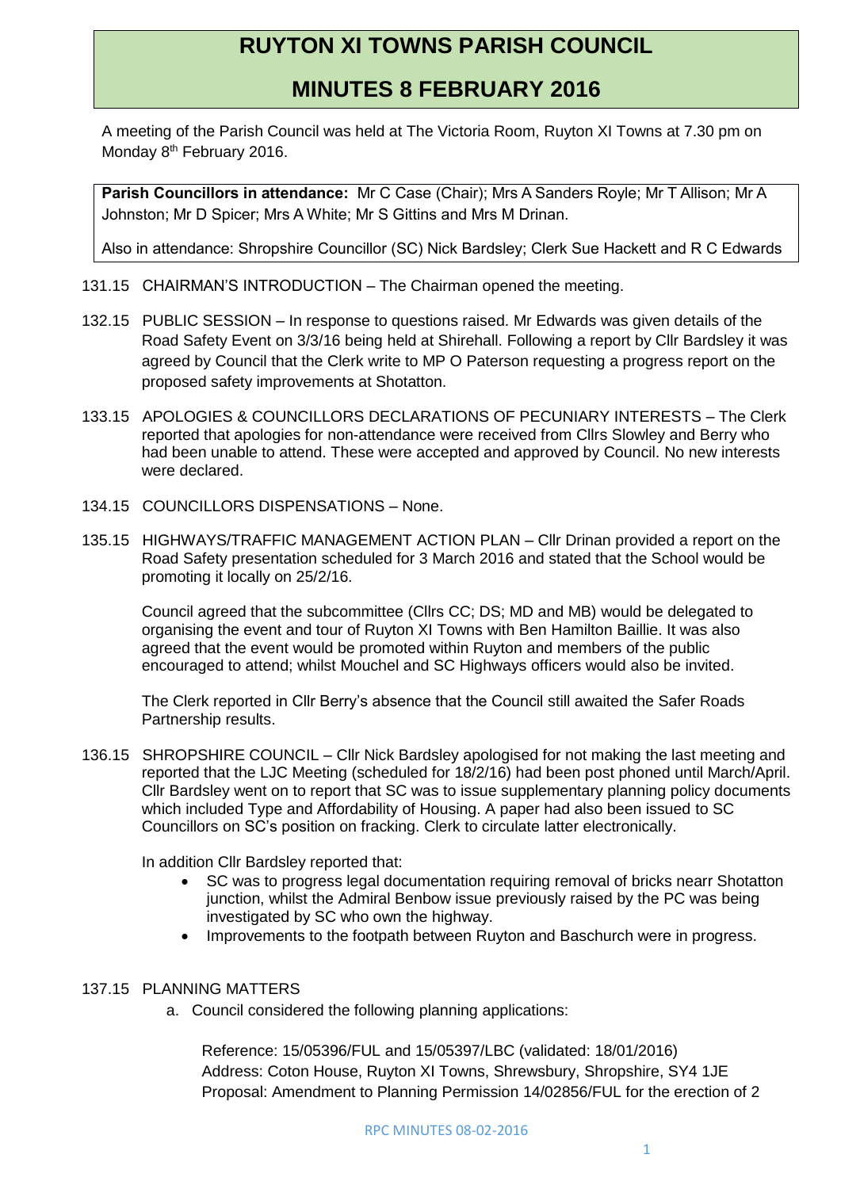# RUYTON XI TOWNS PARISH COUNCIL

## MINUTES 8 FEBRUARY 2016

A meeting of the Parish Council was held at The Victoria Room, Ruyton XI Towns at 7.30 pm on Monday 8th February 2016.

**Parish Councillors in attendance:** Mr C Case (Chair); Mrs A Sanders Royle; Mr T Allison; Mr A Johnston; Mr D Spicer; Mrs A White; Mr S Gittins and Mrs M Drinan.

Also in attendance: Shropshire Councillor (SC) Nick Bardsley; Clerk Sue Hackett and R C Edwards

131.15 CHAIRMAN'S INTRODUCTION – The Chairman opened the meeting.

132.15 PUBLIC SESSION – In response to questions raised. Mr Edwards was given details of the Road Safety Event on 3/3/16 being held at Shirehall. Following a report by Cllr Bardsley it was agreed by Council that the Clerk write to MP O Paterson requesting a progress report on the proposed safety improvements at Shotatton.

133.15 APOLOGIES & COUNCILLORS DECLARATIONS OF PECUNIARY INTERESTS – The Clerk reported that apologies for non-attendance were received from Cllrs Slowley and Berry who had been unable to attend. These were accepted and approved by Council. No new interests were declared.

134.15 COUNCILLORS DISPENSATIONS – None.

135.15 HIGHWAYS/TRAFFIC MANAGEMENT ACTION PLAN – Cllr Drinan provided a report on the Road Safety presentation scheduled for 3 March 2016 and stated that the School would be promoting it locally on 25/2/16.

Council agreed that the subcommittee (Cllrs CC; DS; MD and MB) would be delegated to organising the event and tour of Ruyton XI Towns with Ben Hamilton Baillie. It was also agreed that the event would be promoted within Ruyton and members of the public encouraged to attend; whilst Mouchel and SC Highways officers would also be invited.

The Clerk reported in Cllr Berry's absence that the Council still awaited the Safer Roads Partnership results.

136.15 SHROPSHIRE COUNCIL – Cllr Nick Bardsley apologised for not making the last meeting and reported that the LJC Meeting (scheduled for 18/2/16) had been post phoned until March/April. Cllr Bardsley went on to report that SC was to issue supplementary planning policy documents which included Type and Affordability of Housing. A paper had also been issued to SC Councillors on SC's position on fracking. Clerk to circulate latter electronically.

In addition Cllr Bardsley reported that:

- SC was to progress legal documentation requiring removal of bricks nearr Shotatton junction, whilst the Admiral Benbow issue previously raised by the PC was being investigated by SC who own the highway.
- Improvements to the footpath between Ruyton and Baschurch were in progress.

137.15 PLANNING MATTERS

a. Council considered the following planning applications:

Reference: 15/05396/FUL and 15/05397/LBC (validated: 18/01/2016)
Address: Coton House, Ruyton XI Towns, Shrewsbury, Shropshire, SY4 1JE
Proposal: Amendment to Planning Permission 14/02856/FUL for the erection of 2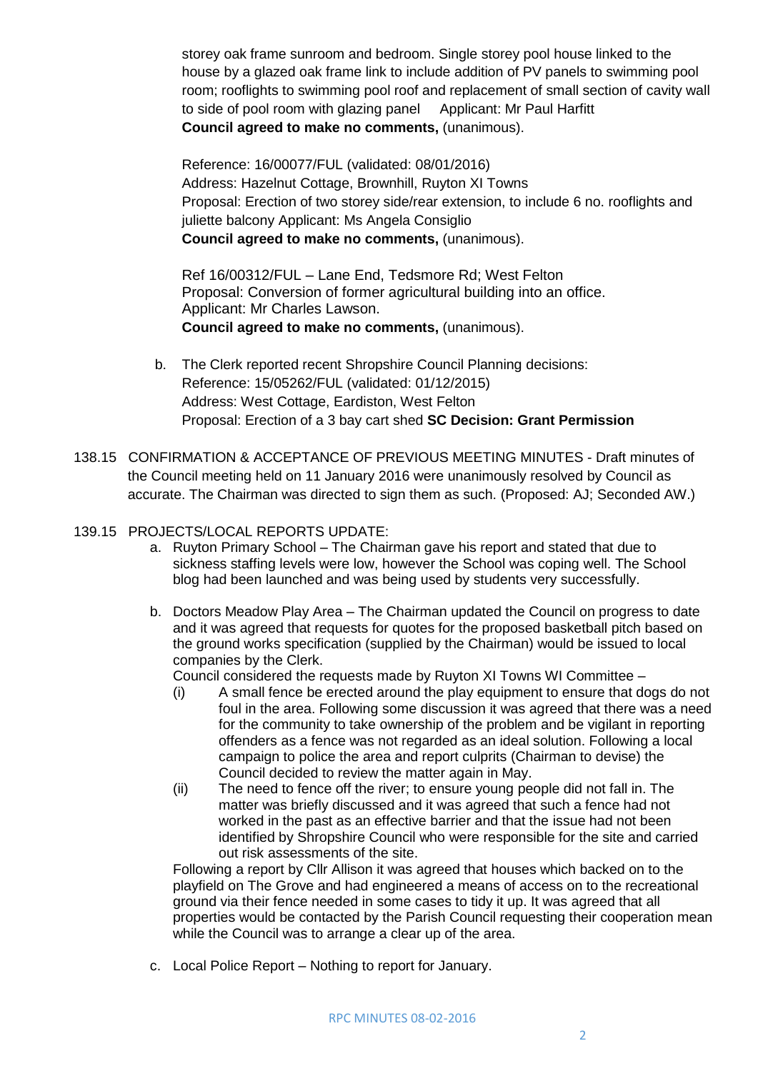storey oak frame sunroom and bedroom. Single storey pool house linked to the house by a glazed oak frame link to include addition of PV panels to swimming pool room; rooflights to swimming pool roof and replacement of small section of cavity wall to side of pool room with glazing panel  Applicant: Mr Paul Harfitt
**Council agreed to make no comments,** (unanimous).

Reference: 16/00077/FUL (validated: 08/01/2016)
Address: Hazelnut Cottage, Brownhill, Ruyton XI Towns
Proposal: Erection of two storey side/rear extension, to include 6 no. rooflights and juliette balcony Applicant: Ms Angela Consiglio
**Council agreed to make no comments,** (unanimous).

Ref 16/00312/FUL – Lane End, Tedsmore Rd; West Felton
Proposal: Conversion of former agricultural building into an office.
Applicant: Mr Charles Lawson.
**Council agreed to make no comments,** (unanimous).

b. The Clerk reported recent Shropshire Council Planning decisions:
Reference: 15/05262/FUL (validated: 01/12/2015)
Address: West Cottage, Eardiston, West Felton
Proposal: Erection of a 3 bay cart shed **SC Decision: Grant Permission**

138.15 CONFIRMATION & ACCEPTANCE OF PREVIOUS MEETING MINUTES - Draft minutes of the Council meeting held on 11 January 2016 were unanimously resolved by Council as accurate. The Chairman was directed to sign them as such. (Proposed: AJ; Seconded AW.)

139.15 PROJECTS/LOCAL REPORTS UPDATE:

a. Ruyton Primary School – The Chairman gave his report and stated that due to sickness staffing levels were low, however the School was coping well. The School blog had been launched and was being used by students very successfully.

b. Doctors Meadow Play Area – The Chairman updated the Council on progress to date and it was agreed that requests for quotes for the proposed basketball pitch based on the ground works specification (supplied by the Chairman) would be issued to local companies by the Clerk.
Council considered the requests made by Ruyton XI Towns WI Committee –
   (i) A small fence be erected around the play equipment to ensure that dogs do not foul in the area. Following some discussion it was agreed that there was a need for the community to take ownership of the problem and be vigilant in reporting offenders as a fence was not regarded as an ideal solution. Following a local campaign to police the area and report culprits (Chairman to devise) the Council decided to review the matter again in May.
   (ii) The need to fence off the river; to ensure young people did not fall in. The matter was briefly discussed and it was agreed that such a fence had not worked in the past as an effective barrier and that the issue had not been identified by Shropshire Council who were responsible for the site and carried out risk assessments of the site.

Following a report by Cllr Allison it was agreed that houses which backed on to the playfield on The Grove and had engineered a means of access on to the recreational ground via their fence needed in some cases to tidy it up. It was agreed that all properties would be contacted by the Parish Council requesting their cooperation mean while the Council was to arrange a clear up of the area.

c. Local Police Report – Nothing to report for January.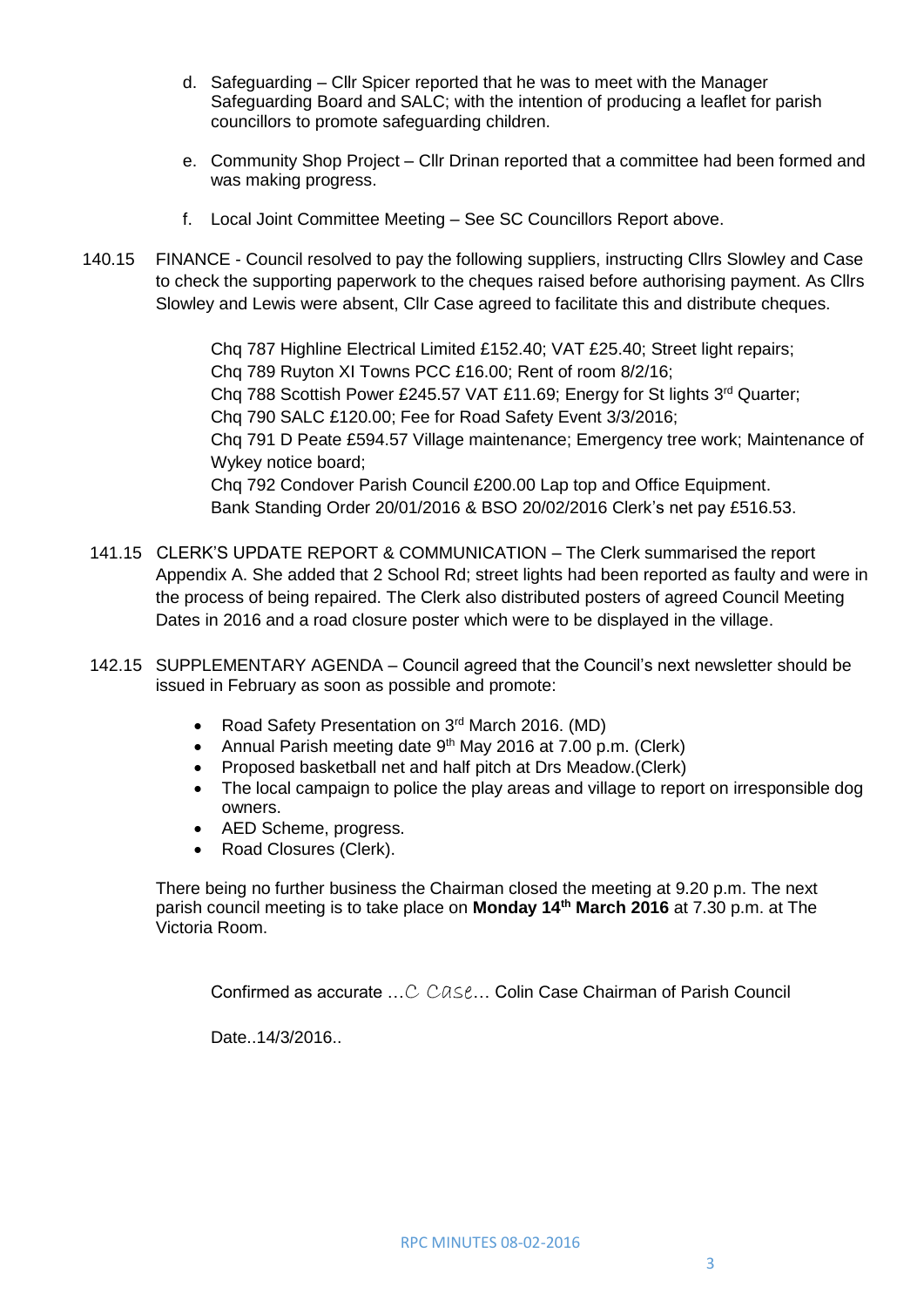d. Safeguarding – Cllr Spicer reported that he was to meet with the Manager Safeguarding Board and SALC; with the intention of producing a leaflet for parish councillors to promote safeguarding children.

e. Community Shop Project – Cllr Drinan reported that a committee had been formed and was making progress.

f. Local Joint Committee Meeting – See SC Councillors Report above.

140.15 FINANCE - Council resolved to pay the following suppliers, instructing Cllrs Slowley and Case to check the supporting paperwork to the cheques raised before authorising payment. As Cllrs Slowley and Lewis were absent, Cllr Case agreed to facilitate this and distribute cheques.

Chq 787 Highline Electrical Limited £152.40; VAT £25.40; Street light repairs;
Chq 789 Ruyton XI Towns PCC £16.00; Rent of room 8/2/16;
Chq 788 Scottish Power £245.57 VAT £11.69; Energy for St lights 3rd Quarter;
Chq 790 SALC £120.00; Fee for Road Safety Event 3/3/2016;
Chq 791 D Peate £594.57 Village maintenance; Emergency tree work; Maintenance of Wykey notice board;
Chq 792 Condover Parish Council £200.00 Lap top and Office Equipment.
Bank Standing Order 20/01/2016 & BSO 20/02/2016 Clerk's net pay £516.53.

141.15 CLERK'S UPDATE REPORT & COMMUNICATION – The Clerk summarised the report Appendix A. She added that 2 School Rd; street lights had been reported as faulty and were in the process of being repaired. The Clerk also distributed posters of agreed Council Meeting Dates in 2016 and a road closure poster which were to be displayed in the village.

142.15 SUPPLEMENTARY AGENDA – Council agreed that the Council's next newsletter should be issued in February as soon as possible and promote:

- Road Safety Presentation on 3rd March 2016. (MD)
- Annual Parish meeting date 9th May 2016 at 7.00 p.m. (Clerk)
- Proposed basketball net and half pitch at Drs Meadow.(Clerk)
- The local campaign to police the play areas and village to report on irresponsible dog owners.
- AED Scheme, progress.
- Road Closures (Clerk).

There being no further business the Chairman closed the meeting at 9.20 p.m. The next parish council meeting is to take place on **Monday 14th March 2016** at 7.30 p.m. at The Victoria Room.

Confirmed as accurate …C Case… Colin Case Chairman of Parish Council

Date..14/3/2016..

RPC MINUTES 08-02-2016